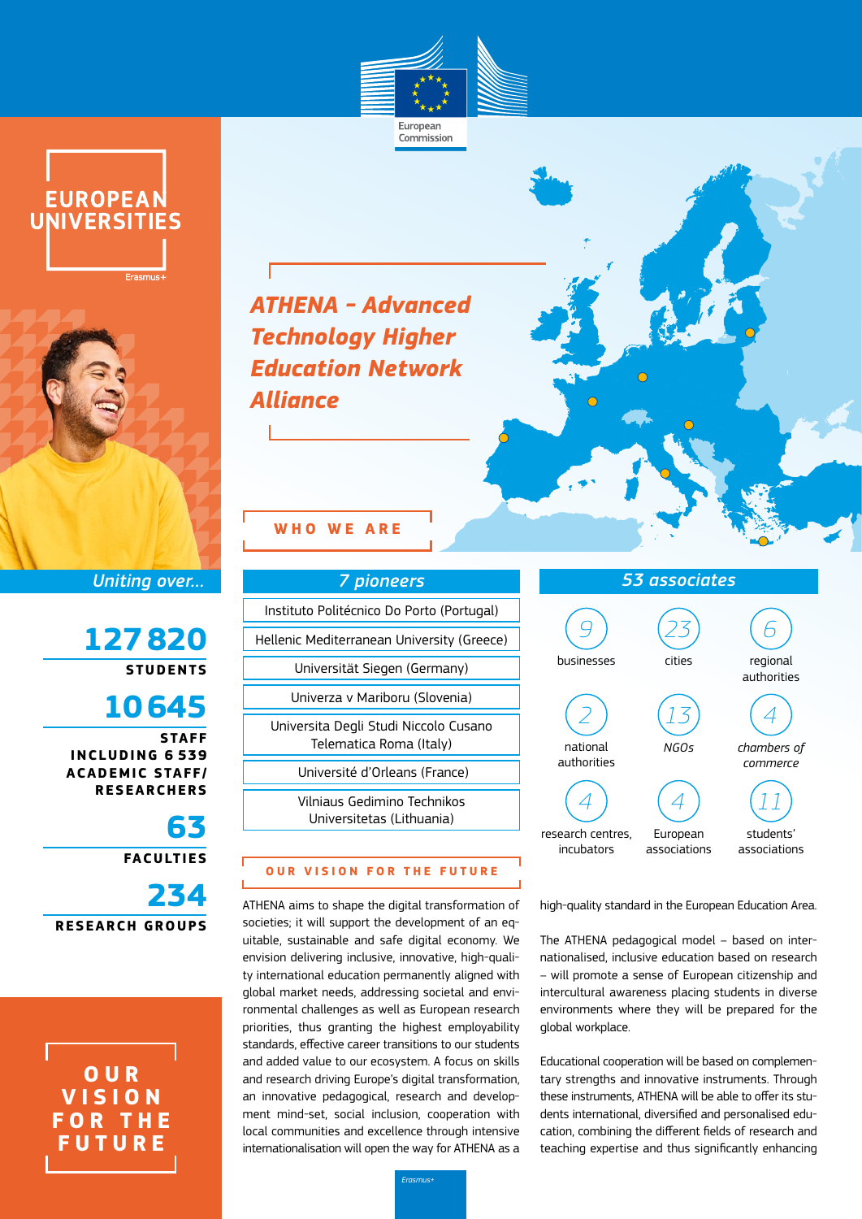European Commission

EUROPEAN UNIVERSITIES

Erasmus+

# ATHENA - Advanced Technology Higher Education Network Alliance

*Uniting over...*

**127 820**
**STUDENTS**

**10 645**
**STAFF INCLUDING 6 539 ACADEMIC STAFF/ RESEARCHERS**

**63**
**FACULTIES**

**234**
**RESEARCH GROUPS**

## WHO WE ARE

### *7 pioneers*

- Instituto Politécnico Do Porto (Portugal)
- Hellenic Mediterranean University (Greece)
- Universität Siegen (Germany)
- Univerza v Mariboru (Slovenia)
- Universita Degli Studi Niccolo Cusano Telematica Roma (Italy)
- Université d'Orleans (France)
- Vilniaus Gedimino Technikos Universitetas (Lithuania)

### *53 associates*

| | | |
|---|---|---|
| 9 businesses | 23 cities | 6 regional authorities |
| 2 national authorities | 13 *NGOs* | 4 *chambers of commerce* |
| 4 research centres, incubators | 4 European associations | 11 students' associations |

## OUR VISION FOR THE FUTURE

ATHENA aims to shape the digital transformation of societies; it will support the development of an equitable, sustainable and safe digital economy. We envision delivering inclusive, innovative, high-quality international education permanently aligned with global market needs, addressing societal and environmental challenges as well as European research priorities, thus granting the highest employability standards, effective career transitions to our students and added value to our ecosystem. A focus on skills and research driving Europe's digital transformation, an innovative pedagogical, research and development mind-set, social inclusion, cooperation with local communities and excellence through intensive internationalisation will open the way for ATHENA as a high-quality standard in the European Education Area.

The ATHENA pedagogical model – based on internationalised, inclusive education based on research – will promote a sense of European citizenship and intercultural awareness placing students in diverse environments where they will be prepared for the global workplace.

Educational cooperation will be based on complementary strengths and innovative instruments. Through these instruments, ATHENA will be able to offer its students international, diversified and personalised education, combining the different fields of research and teaching expertise and thus significantly enhancing

OUR VISION FOR THE FUTURE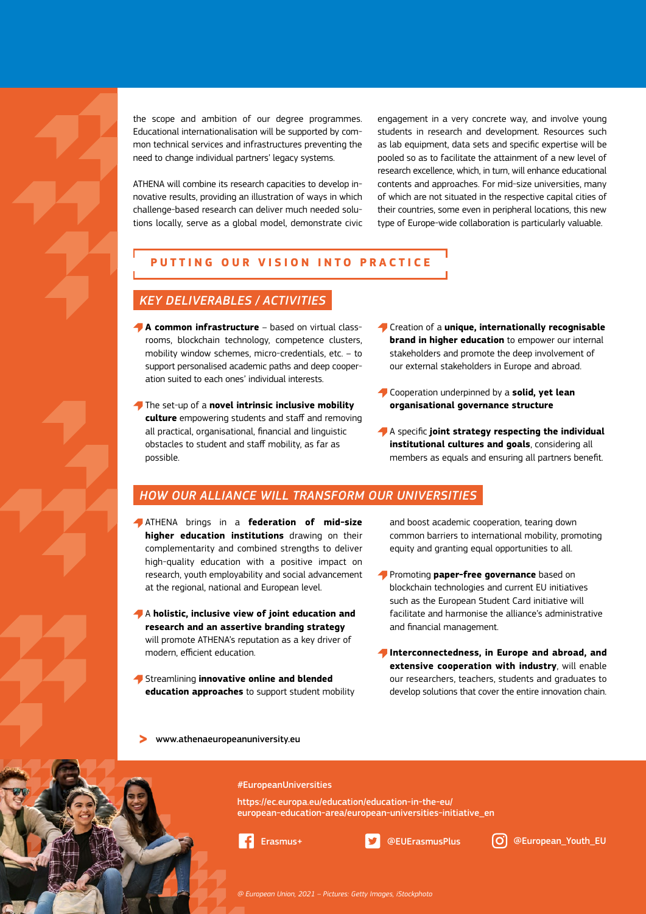the scope and ambition of our degree programmes. Educational internationalisation will be supported by common technical services and infrastructures preventing the need to change individual partners' legacy systems.

ATHENA will combine its research capacities to develop innovative results, providing an illustration of ways in which challenge-based research can deliver much needed solutions locally, serve as a global model, demonstrate civic engagement in a very concrete way, and involve young students in research and development. Resources such as lab equipment, data sets and specific expertise will be pooled so as to facilitate the attainment of a new level of research excellence, which, in turn, will enhance educational contents and approaches. For mid-size universities, many of which are not situated in the respective capital cities of their countries, some even in peripheral locations, this new type of Europe-wide collaboration is particularly valuable.

## PUTTING OUR VISION INTO PRACTICE

### *KEY DELIVERABLES / ACTIVITIES*

- **A common infrastructure** – based on virtual classrooms, blockchain technology, competence clusters, mobility window schemes, micro-credentials, etc. – to support personalised academic paths and deep cooperation suited to each ones' individual interests.
- The set-up of a **novel intrinsic inclusive mobility culture** empowering students and staff and removing all practical, organisational, financial and linguistic obstacles to student and staff mobility, as far as possible.
- Creation of a **unique, internationally recognisable brand in higher education** to empower our internal stakeholders and promote the deep involvement of our external stakeholders in Europe and abroad.
- Cooperation underpinned by a **solid, yet lean organisational governance structure**
- A specific **joint strategy respecting the individual institutional cultures and goals**, considering all members as equals and ensuring all partners benefit.

### *HOW OUR ALLIANCE WILL TRANSFORM OUR UNIVERSITIES*

- ATHENA brings in a **federation of mid-size higher education institutions** drawing on their complementarity and combined strengths to deliver high-quality education with a positive impact on research, youth employability and social advancement at the regional, national and European level.
- A **holistic, inclusive view of joint education and research and an assertive branding strategy** will promote ATHENA's reputation as a key driver of modern, efficient education.
- Streamlining **innovative online and blended education approaches** to support student mobility and boost academic cooperation, tearing down common barriers to international mobility, promoting equity and granting equal opportunities to all.
- Promoting **paper-free governance** based on blockchain technologies and current EU initiatives such as the European Student Card initiative will facilitate and harmonise the alliance's administrative and financial management.
- **Interconnectedness, in Europe and abroad, and extensive cooperation with industry**, will enable our researchers, teachers, students and graduates to develop solutions that cover the entire innovation chain.

> www.athenaeuropeanuniversity.eu

#EuropeanUniversities

https://ec.europa.eu/education/education-in-the-eu/european-education-area/european-universities-initiative_en

Erasmus+ @EUErasmusPlus @European_Youth_EU

*© European Union, 2021 – Pictures: Getty Images, iStockphoto*